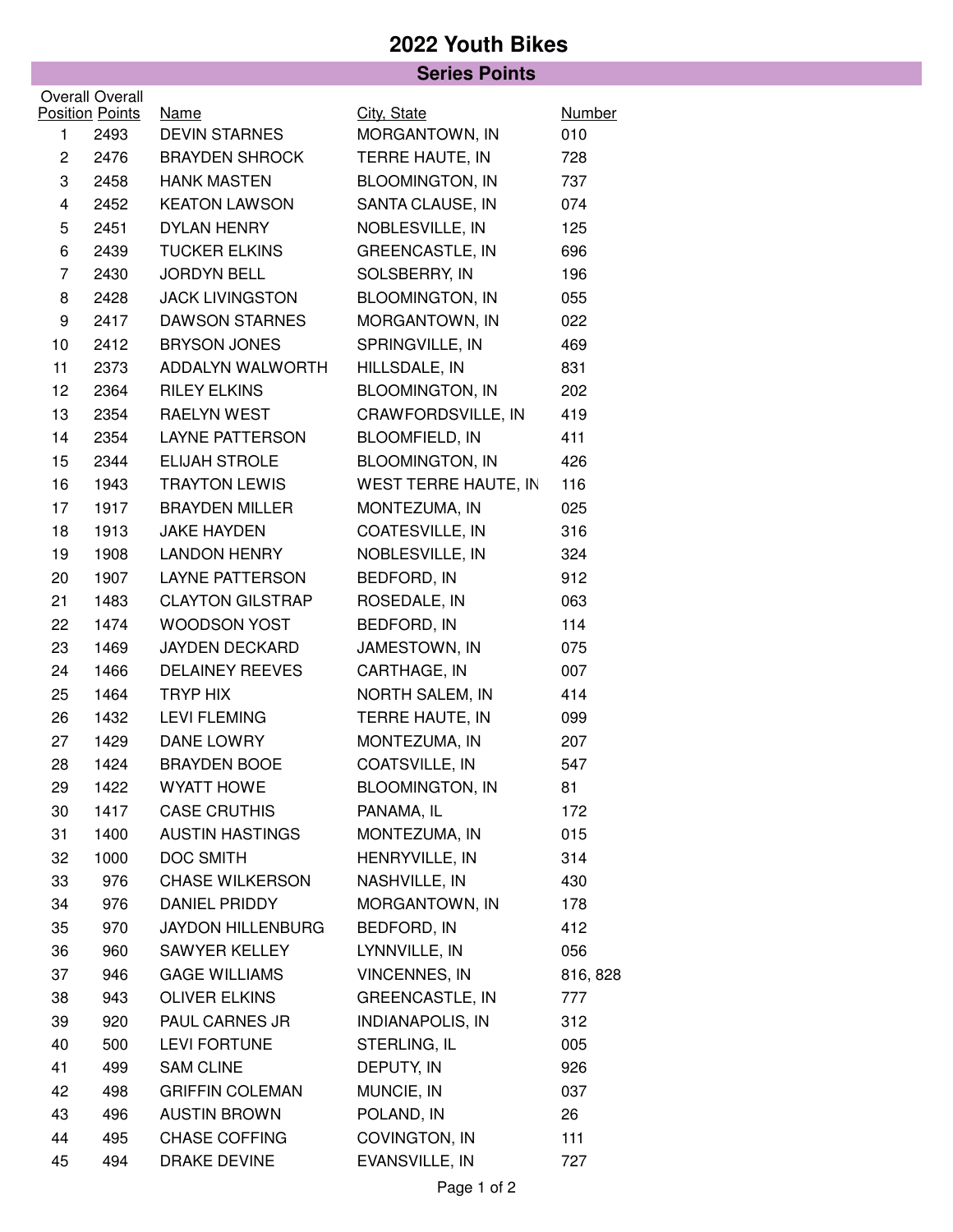# 2022 Youth Bikes

## Series Points

| Overall Position | Overall Points | Name | City, State | Number |
|---|---|---|---|---|
| 1 | 2493 | DEVIN STARNES | MORGANTOWN, IN | 010 |
| 2 | 2476 | BRAYDEN SHROCK | TERRE HAUTE, IN | 728 |
| 3 | 2458 | HANK MASTEN | BLOOMINGTON, IN | 737 |
| 4 | 2452 | KEATON LAWSON | SANTA CLAUSE, IN | 074 |
| 5 | 2451 | DYLAN HENRY | NOBLESVILLE, IN | 125 |
| 6 | 2439 | TUCKER ELKINS | GREENCASTLE, IN | 696 |
| 7 | 2430 | JORDYN BELL | SOLSBERRY, IN | 196 |
| 8 | 2428 | JACK LIVINGSTON | BLOOMINGTON, IN | 055 |
| 9 | 2417 | DAWSON STARNES | MORGANTOWN, IN | 022 |
| 10 | 2412 | BRYSON JONES | SPRINGVILLE, IN | 469 |
| 11 | 2373 | ADDALYN WALWORTH | HILLSDALE, IN | 831 |
| 12 | 2364 | RILEY ELKINS | BLOOMINGTON, IN | 202 |
| 13 | 2354 | RAELYN WEST | CRAWFORDSVILLE, IN | 419 |
| 14 | 2354 | LAYNE PATTERSON | BLOOMFIELD, IN | 411 |
| 15 | 2344 | ELIJAH STROLE | BLOOMINGTON, IN | 426 |
| 16 | 1943 | TRAYTON LEWIS | WEST TERRE HAUTE, IN | 116 |
| 17 | 1917 | BRAYDEN MILLER | MONTEZUMA, IN | 025 |
| 18 | 1913 | JAKE HAYDEN | COATESVILLE, IN | 316 |
| 19 | 1908 | LANDON HENRY | NOBLESVILLE, IN | 324 |
| 20 | 1907 | LAYNE PATTERSON | BEDFORD, IN | 912 |
| 21 | 1483 | CLAYTON GILSTRAP | ROSEDALE, IN | 063 |
| 22 | 1474 | WOODSON YOST | BEDFORD, IN | 114 |
| 23 | 1469 | JAYDEN DECKARD | JAMESTOWN, IN | 075 |
| 24 | 1466 | DELAINEY REEVES | CARTHAGE, IN | 007 |
| 25 | 1464 | TRYP HIX | NORTH SALEM, IN | 414 |
| 26 | 1432 | LEVI FLEMING | TERRE HAUTE, IN | 099 |
| 27 | 1429 | DANE LOWRY | MONTEZUMA, IN | 207 |
| 28 | 1424 | BRAYDEN BOOE | COATSVILLE, IN | 547 |
| 29 | 1422 | WYATT HOWE | BLOOMINGTON, IN | 81 |
| 30 | 1417 | CASE CRUTHIS | PANAMA, IL | 172 |
| 31 | 1400 | AUSTIN HASTINGS | MONTEZUMA, IN | 015 |
| 32 | 1000 | DOC SMITH | HENRYVILLE, IN | 314 |
| 33 | 976 | CHASE WILKERSON | NASHVILLE, IN | 430 |
| 34 | 976 | DANIEL PRIDDY | MORGANTOWN, IN | 178 |
| 35 | 970 | JAYDON HILLENBURG | BEDFORD, IN | 412 |
| 36 | 960 | SAWYER KELLEY | LYNNVILLE, IN | 056 |
| 37 | 946 | GAGE WILLIAMS | VINCENNES, IN | 816, 828 |
| 38 | 943 | OLIVER ELKINS | GREENCASTLE, IN | 777 |
| 39 | 920 | PAUL CARNES JR | INDIANAPOLIS, IN | 312 |
| 40 | 500 | LEVI FORTUNE | STERLING, IL | 005 |
| 41 | 499 | SAM CLINE | DEPUTY, IN | 926 |
| 42 | 498 | GRIFFIN COLEMAN | MUNCIE, IN | 037 |
| 43 | 496 | AUSTIN BROWN | POLAND, IN | 26 |
| 44 | 495 | CHASE COFFING | COVINGTON, IN | 111 |
| 45 | 494 | DRAKE DEVINE | EVANSVILLE, IN | 727 |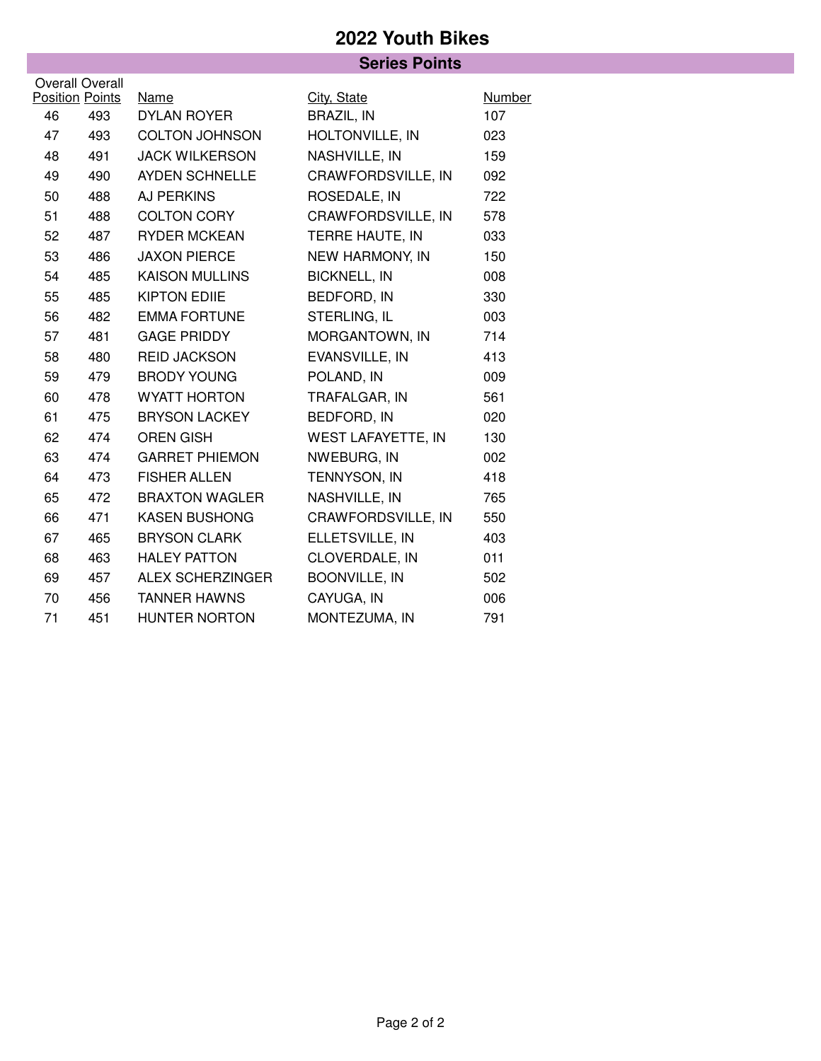## 2022 Youth Bikes

### Series Points

| Overall Position | Overall Points | Name | City, State | Number |
|---|---|---|---|---|
| 46 | 493 | DYLAN ROYER | BRAZIL, IN | 107 |
| 47 | 493 | COLTON JOHNSON | HOLTONVILLE, IN | 023 |
| 48 | 491 | JACK WILKERSON | NASHVILLE, IN | 159 |
| 49 | 490 | AYDEN SCHNELLE | CRAWFORDSVILLE, IN | 092 |
| 50 | 488 | AJ PERKINS | ROSEDALE, IN | 722 |
| 51 | 488 | COLTON CORY | CRAWFORDSVILLE, IN | 578 |
| 52 | 487 | RYDER MCKEAN | TERRE HAUTE, IN | 033 |
| 53 | 486 | JAXON PIERCE | NEW HARMONY, IN | 150 |
| 54 | 485 | KAISON MULLINS | BICKNELL, IN | 008 |
| 55 | 485 | KIPTON EDIIE | BEDFORD, IN | 330 |
| 56 | 482 | EMMA FORTUNE | STERLING, IL | 003 |
| 57 | 481 | GAGE PRIDDY | MORGANTOWN, IN | 714 |
| 58 | 480 | REID JACKSON | EVANSVILLE, IN | 413 |
| 59 | 479 | BRODY YOUNG | POLAND, IN | 009 |
| 60 | 478 | WYATT HORTON | TRAFALGAR, IN | 561 |
| 61 | 475 | BRYSON LACKEY | BEDFORD, IN | 020 |
| 62 | 474 | OREN GISH | WEST LAFAYETTE, IN | 130 |
| 63 | 474 | GARRET PHIEMON | NWEBURG, IN | 002 |
| 64 | 473 | FISHER ALLEN | TENNYSON, IN | 418 |
| 65 | 472 | BRAXTON WAGLER | NASHVILLE, IN | 765 |
| 66 | 471 | KASEN BUSHONG | CRAWFORDSVILLE, IN | 550 |
| 67 | 465 | BRYSON CLARK | ELLETSVILLE, IN | 403 |
| 68 | 463 | HALEY PATTON | CLOVERDALE, IN | 011 |
| 69 | 457 | ALEX SCHERZINGER | BOONVILLE, IN | 502 |
| 70 | 456 | TANNER HAWNS | CAYUGA, IN | 006 |
| 71 | 451 | HUNTER NORTON | MONTEZUMA, IN | 791 |